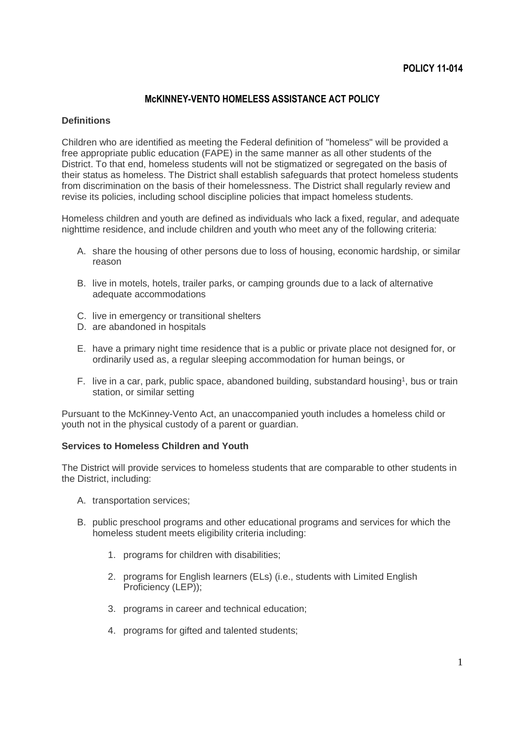POLICY 11-014

# McKINNEY-VENTO HOMELESS ASSISTANCE ACT POLICY

## Definitions

Children who are identified as meeting the Federal definition of "homeless" will be provided a free appropriate public education (FAPE) in the same manner as all other students of the District. To that end, homeless students will not be stigmatized or segregated on the basis of their status as homeless. The District shall establish safeguards that protect homeless students from discrimination on the basis of their homelessness. The District shall regularly review and revise its policies, including school discipline policies that impact homeless students.

Homeless children and youth are defined as individuals who lack a fixed, regular, and adequate nighttime residence, and include children and youth who meet any of the following criteria:

A. share the housing of other persons due to loss of housing, economic hardship, or similar reason

B. live in motels, hotels, trailer parks, or camping grounds due to a lack of alternative adequate accommodations

C. live in emergency or transitional shelters

D. are abandoned in hospitals

E. have a primary night time residence that is a public or private place not designed for, or ordinarily used as, a regular sleeping accommodation for human beings, or

F. live in a car, park, public space, abandoned building, substandard housing[1], bus or train station, or similar setting

Pursuant to the McKinney-Vento Act, an unaccompanied youth includes a homeless child or youth not in the physical custody of a parent or guardian.

## Services to Homeless Children and Youth

The District will provide services to homeless students that are comparable to other students in the District, including:

A. transportation services;

B. public preschool programs and other educational programs and services for which the homeless student meets eligibility criteria including:

   1. programs for children with disabilities;

   2. programs for English learners (ELs) (i.e., students with Limited English Proficiency (LEP));

   3. programs in career and technical education;

   4. programs for gifted and talented students;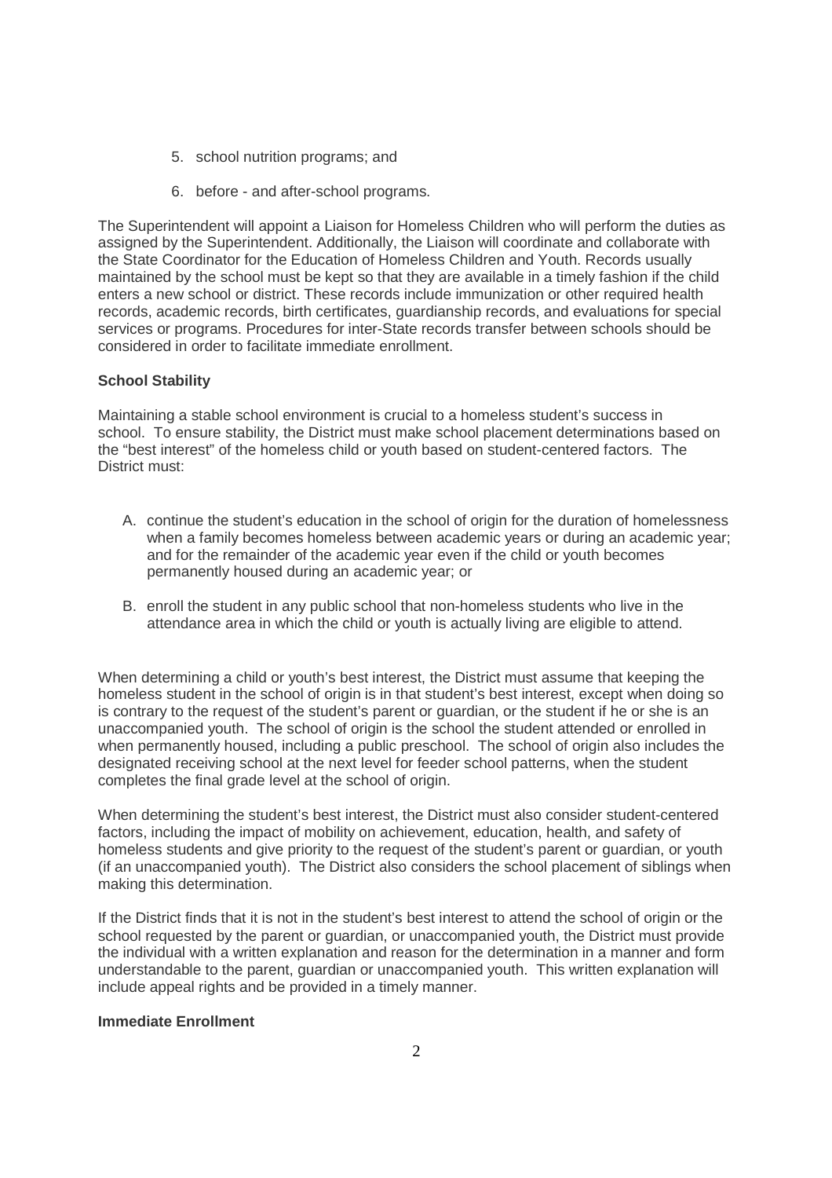5. school nutrition programs; and
6. before - and after-school programs.

The Superintendent will appoint a Liaison for Homeless Children who will perform the duties as assigned by the Superintendent. Additionally, the Liaison will coordinate and collaborate with the State Coordinator for the Education of Homeless Children and Youth. Records usually maintained by the school must be kept so that they are available in a timely fashion if the child enters a new school or district. These records include immunization or other required health records, academic records, birth certificates, guardianship records, and evaluations for special services or programs. Procedures for inter-State records transfer between schools should be considered in order to facilitate immediate enrollment.

**School Stability**

Maintaining a stable school environment is crucial to a homeless student's success in school. To ensure stability, the District must make school placement determinations based on the "best interest" of the homeless child or youth based on student-centered factors. The District must:

A. continue the student's education in the school of origin for the duration of homelessness when a family becomes homeless between academic years or during an academic year; and for the remainder of the academic year even if the child or youth becomes permanently housed during an academic year; or

B. enroll the student in any public school that non-homeless students who live in the attendance area in which the child or youth is actually living are eligible to attend.

When determining a child or youth's best interest, the District must assume that keeping the homeless student in the school of origin is in that student's best interest, except when doing so is contrary to the request of the student's parent or guardian, or the student if he or she is an unaccompanied youth. The school of origin is the school the student attended or enrolled in when permanently housed, including a public preschool. The school of origin also includes the designated receiving school at the next level for feeder school patterns, when the student completes the final grade level at the school of origin.

When determining the student's best interest, the District must also consider student-centered factors, including the impact of mobility on achievement, education, health, and safety of homeless students and give priority to the request of the student's parent or guardian, or youth (if an unaccompanied youth). The District also considers the school placement of siblings when making this determination.

If the District finds that it is not in the student's best interest to attend the school of origin or the school requested by the parent or guardian, or unaccompanied youth, the District must provide the individual with a written explanation and reason for the determination in a manner and form understandable to the parent, guardian or unaccompanied youth. This written explanation will include appeal rights and be provided in a timely manner.

**Immediate Enrollment**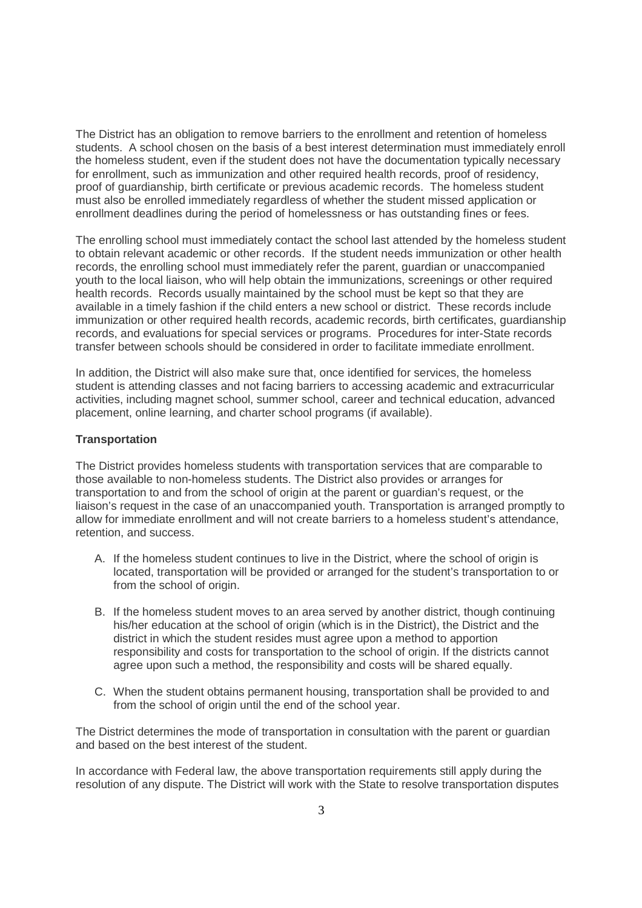The District has an obligation to remove barriers to the enrollment and retention of homeless students. A school chosen on the basis of a best interest determination must immediately enroll the homeless student, even if the student does not have the documentation typically necessary for enrollment, such as immunization and other required health records, proof of residency, proof of guardianship, birth certificate or previous academic records. The homeless student must also be enrolled immediately regardless of whether the student missed application or enrollment deadlines during the period of homelessness or has outstanding fines or fees.

The enrolling school must immediately contact the school last attended by the homeless student to obtain relevant academic or other records. If the student needs immunization or other health records, the enrolling school must immediately refer the parent, guardian or unaccompanied youth to the local liaison, who will help obtain the immunizations, screenings or other required health records. Records usually maintained by the school must be kept so that they are available in a timely fashion if the child enters a new school or district. These records include immunization or other required health records, academic records, birth certificates, guardianship records, and evaluations for special services or programs. Procedures for inter-State records transfer between schools should be considered in order to facilitate immediate enrollment.

In addition, the District will also make sure that, once identified for services, the homeless student is attending classes and not facing barriers to accessing academic and extracurricular activities, including magnet school, summer school, career and technical education, advanced placement, online learning, and charter school programs (if available).

**Transportation**

The District provides homeless students with transportation services that are comparable to those available to non-homeless students. The District also provides or arranges for transportation to and from the school of origin at the parent or guardian's request, or the liaison's request in the case of an unaccompanied youth. Transportation is arranged promptly to allow for immediate enrollment and will not create barriers to a homeless student's attendance, retention, and success.

A. If the homeless student continues to live in the District, where the school of origin is located, transportation will be provided or arranged for the student's transportation to or from the school of origin.

B. If the homeless student moves to an area served by another district, though continuing his/her education at the school of origin (which is in the District), the District and the district in which the student resides must agree upon a method to apportion responsibility and costs for transportation to the school of origin. If the districts cannot agree upon such a method, the responsibility and costs will be shared equally.

C. When the student obtains permanent housing, transportation shall be provided to and from the school of origin until the end of the school year.

The District determines the mode of transportation in consultation with the parent or guardian and based on the best interest of the student.

In accordance with Federal law, the above transportation requirements still apply during the resolution of any dispute. The District will work with the State to resolve transportation disputes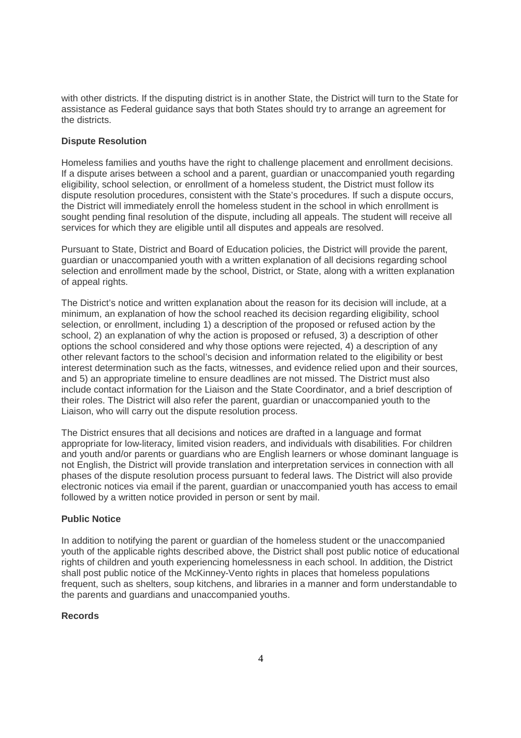with other districts. If the disputing district is in another State, the District will turn to the State for assistance as Federal guidance says that both States should try to arrange an agreement for the districts.

**Dispute Resolution**

Homeless families and youths have the right to challenge placement and enrollment decisions. If a dispute arises between a school and a parent, guardian or unaccompanied youth regarding eligibility, school selection, or enrollment of a homeless student, the District must follow its dispute resolution procedures, consistent with the State's procedures. If such a dispute occurs, the District will immediately enroll the homeless student in the school in which enrollment is sought pending final resolution of the dispute, including all appeals. The student will receive all services for which they are eligible until all disputes and appeals are resolved.

Pursuant to State, District and Board of Education policies, the District will provide the parent, guardian or unaccompanied youth with a written explanation of all decisions regarding school selection and enrollment made by the school, District, or State, along with a written explanation of appeal rights.

The District's notice and written explanation about the reason for its decision will include, at a minimum, an explanation of how the school reached its decision regarding eligibility, school selection, or enrollment, including 1) a description of the proposed or refused action by the school, 2) an explanation of why the action is proposed or refused, 3) a description of other options the school considered and why those options were rejected, 4) a description of any other relevant factors to the school's decision and information related to the eligibility or best interest determination such as the facts, witnesses, and evidence relied upon and their sources, and 5) an appropriate timeline to ensure deadlines are not missed. The District must also include contact information for the Liaison and the State Coordinator, and a brief description of their roles. The District will also refer the parent, guardian or unaccompanied youth to the Liaison, who will carry out the dispute resolution process.

The District ensures that all decisions and notices are drafted in a language and format appropriate for low-literacy, limited vision readers, and individuals with disabilities. For children and youth and/or parents or guardians who are English learners or whose dominant language is not English, the District will provide translation and interpretation services in connection with all phases of the dispute resolution process pursuant to federal laws. The District will also provide electronic notices via email if the parent, guardian or unaccompanied youth has access to email followed by a written notice provided in person or sent by mail.

**Public Notice**

In addition to notifying the parent or guardian of the homeless student or the unaccompanied youth of the applicable rights described above, the District shall post public notice of educational rights of children and youth experiencing homelessness in each school. In addition, the District shall post public notice of the McKinney-Vento rights in places that homeless populations frequent, such as shelters, soup kitchens, and libraries in a manner and form understandable to the parents and guardians and unaccompanied youths.

**Records**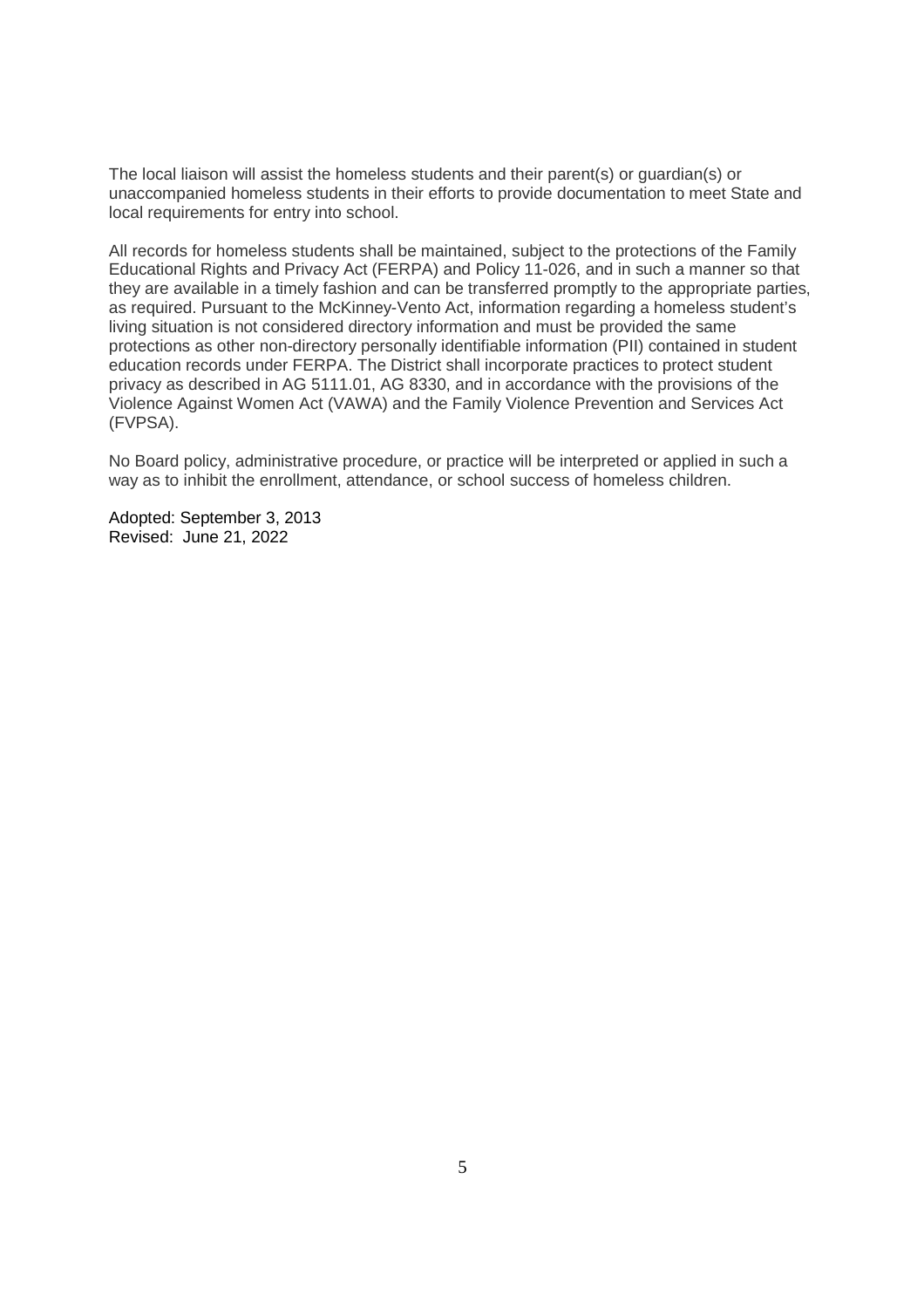The local liaison will assist the homeless students and their parent(s) or guardian(s) or unaccompanied homeless students in their efforts to provide documentation to meet State and local requirements for entry into school.

All records for homeless students shall be maintained, subject to the protections of the Family Educational Rights and Privacy Act (FERPA) and Policy 11-026, and in such a manner so that they are available in a timely fashion and can be transferred promptly to the appropriate parties, as required. Pursuant to the McKinney-Vento Act, information regarding a homeless student's living situation is not considered directory information and must be provided the same protections as other non-directory personally identifiable information (PII) contained in student education records under FERPA. The District shall incorporate practices to protect student privacy as described in AG 5111.01, AG 8330, and in accordance with the provisions of the Violence Against Women Act (VAWA) and the Family Violence Prevention and Services Act (FVPSA).

No Board policy, administrative procedure, or practice will be interpreted or applied in such a way as to inhibit the enrollment, attendance, or school success of homeless children.

Adopted: September 3, 2013
Revised: June 21, 2022